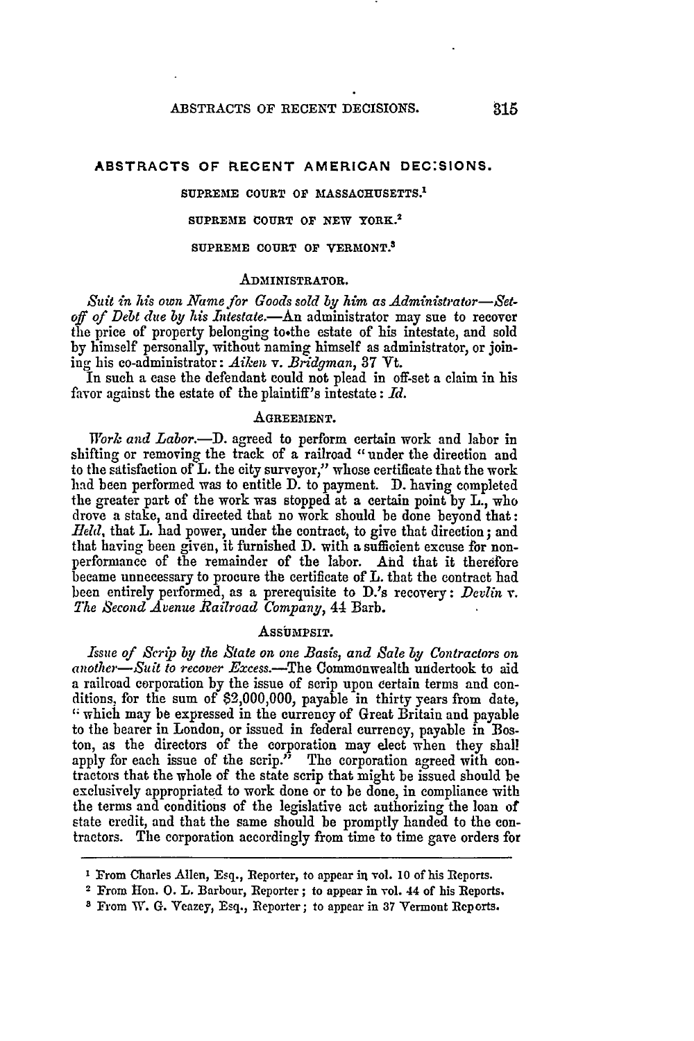## ABSTRACTS OF RECENT AMERICAN DECISIONS.

SUPREME COURT OF MASSACHUSETTS.[1]

SUPREME COURT OF NEW YORK.[2]

SUPREME COURT OF VERMONT.[3]

### ADMINISTRATOR.

*Suit in his own Name for Goods sold by him as Administrator—Set-off of Debt due by his Intestate.*—An administrator may sue to recover the price of property belonging to the estate of his intestate, and sold by himself personally, without naming himself as administrator, or joining his co-administrator: *Aiken* v. *Bridgman*, 37 Vt.

In such a case the defendant could not plead in off-set a claim in his favor against the estate of the plaintiff's intestate: *Id.*

### AGREEMENT.

*Work and Labor.*—D. agreed to perform certain work and labor in shifting or removing the track of a railroad "under the direction and to the satisfaction of L. the city surveyor," whose certificate that the work had been performed was to entitle D. to payment. D. having completed the greater part of the work was stopped at a certain point by L., who drove a stake, and directed that no work should be done beyond that: *Held*, that L. had power, under the contract, to give that direction; and that having been given, it furnished D. with a sufficient excuse for non-performance of the remainder of the labor. And that it therefore became unnecessary to procure the certificate of L. that the contract had been entirely performed, as a prerequisite to D.'s recovery: *Devlin* v. *The Second Avenue Railroad Company*, 44 Barb.

### ASSUMPSIT.

*Issue of Scrip by the State on one Basis, and Sale by Contractors on another—Suit to recover Excess.*—The Commonwealth undertook to aid a railroad corporation by the issue of scrip upon certain terms and conditions, for the sum of $2,000,000, payable in thirty years from date, "which may be expressed in the currency of Great Britain and payable to the bearer in London, or issued in federal currency, payable in Boston, as the directors of the corporation may elect when they shall apply for each issue of the scrip." The corporation agreed with contractors that the whole of the state scrip that might be issued should be exclusively appropriated to work done or to be done, in compliance with the terms and conditions of the legislative act authorizing the loan of state credit, and that the same should be promptly handed to the contractors. The corporation accordingly from time to time gave orders for

---

[1] From Charles Allen, Esq., Reporter, to appear in vol. 10 of his Reports.

[2] From Hon. O. L. Barbour, Reporter; to appear in vol. 44 of his Reports.

[3] From W. G. Veazey, Esq., Reporter; to appear in 37 Vermont Reports.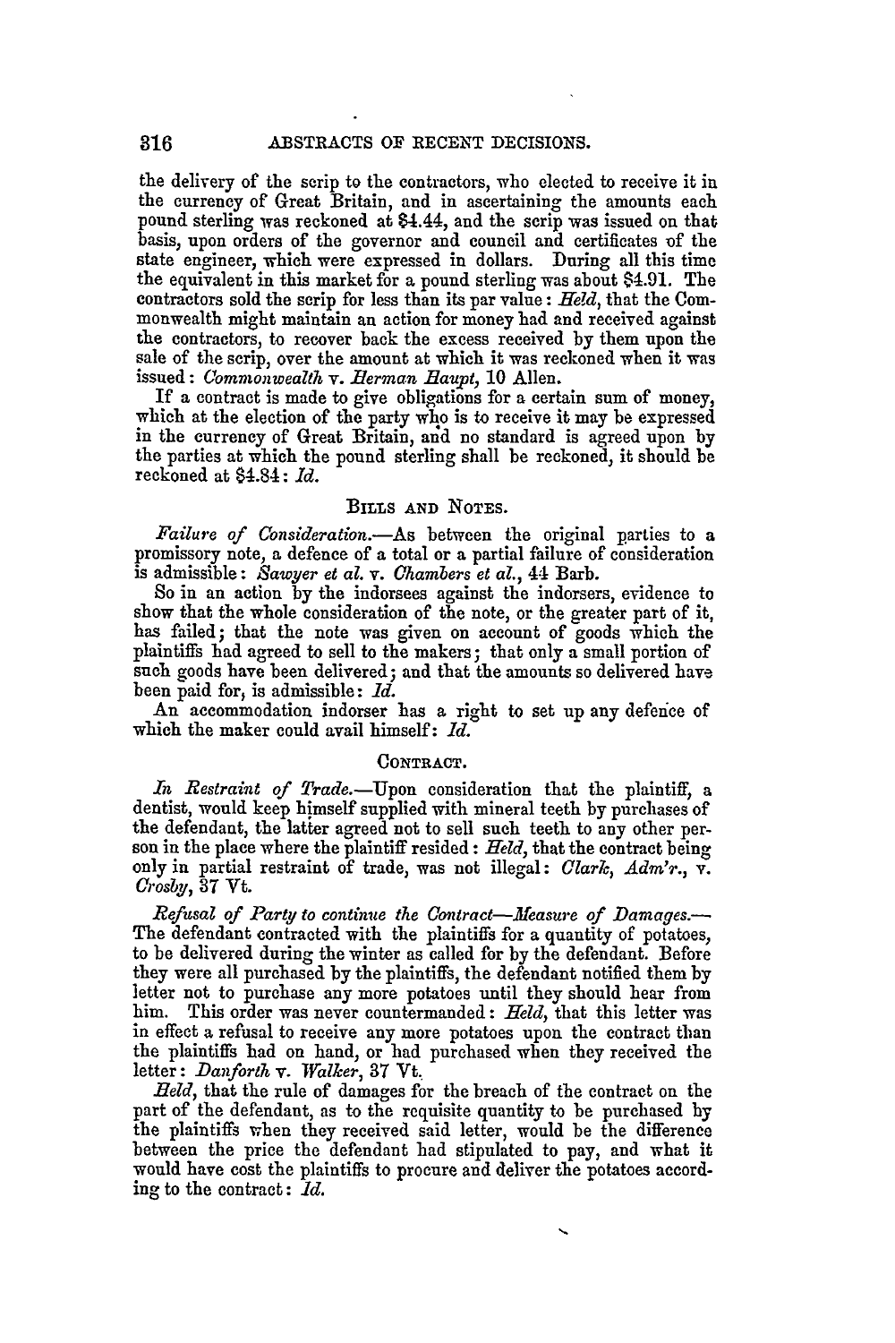the delivery of the scrip to the contractors, who elected to receive it in the currency of Great Britain, and in ascertaining the amounts each pound sterling was reckoned at $4.44, and the scrip was issued on that basis, upon orders of the governor and council and certificates of the state engineer, which were expressed in dollars. During all this time the equivalent in this market for a pound sterling was about $4.91. The contractors sold the scrip for less than its par value: *Held*, that the Commonwealth might maintain an action for money had and received against the contractors, to recover back the excess received by them upon the sale of the scrip, over the amount at which it was reckoned when it was issued: *Commonwealth* v. *Herman Haupt*, 10 Allen.

If a contract is made to give obligations for a certain sum of money, which at the election of the party who is to receive it may be expressed in the currency of Great Britain, and no standard is agreed upon by the parties at which the pound sterling shall be reckoned, it should be reckoned at $4.84: *Id.*

## BILLS AND NOTES.

*Failure of Consideration.*—As between the original parties to a promissory note, a defence of a total or a partial failure of consideration is admissible: *Sawyer et al.* v. *Chambers et al.*, 44 Barb.

So in an action by the indorsees against the indorsers, evidence to show that the whole consideration of the note, or the greater part of it, has failed; that the note was given on account of goods which the plaintiffs had agreed to sell to the makers; that only a small portion of such goods have been delivered; and that the amounts so delivered have been paid for, is admissible: *Id.*

An accommodation indorser has a right to set up any defence of which the maker could avail himself: *Id.*

## CONTRACT.

*In Restraint of Trade.*—Upon consideration that the plaintiff, a dentist, would keep himself supplied with mineral teeth by purchases of the defendant, the latter agreed not to sell such teeth to any other person in the place where the plaintiff resided: *Held*, that the contract being only in partial restraint of trade, was not illegal: *Clark, Adm'r.*, v. *Crosby*, 37 Vt.

*Refusal of Party to continue the Contract—Measure of Damages.*—The defendant contracted with the plaintiffs for a quantity of potatoes, to be delivered during the winter as called for by the defendant. Before they were all purchased by the plaintiffs, the defendant notified them by letter not to purchase any more potatoes until they should hear from him. This order was never countermanded: *Held*, that this letter was in effect a refusal to receive any more potatoes upon the contract than the plaintiffs had on hand, or had purchased when they received the letter: *Danforth* v. *Walker*, 37 Vt.

*Held*, that the rule of damages for the breach of the contract on the part of the defendant, as to the requisite quantity to be purchased by the plaintiffs when they received said letter, would be the difference between the price the defendant had stipulated to pay, and what it would have cost the plaintiffs to procure and deliver the potatoes according to the contract: *Id.*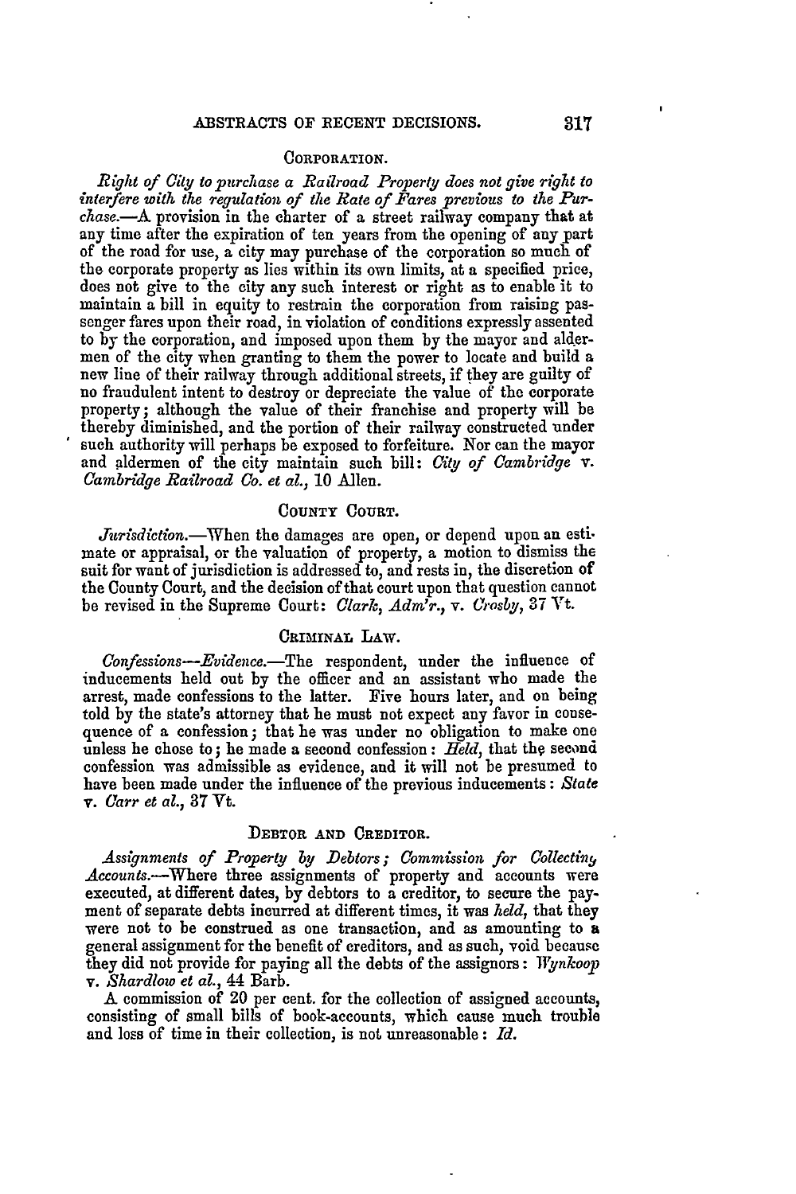## CORPORATION.

*Right of City to purchase a Railroad Property does not give right to interfere with the regulation of the Rate of Fares previous to the Purchase.*—A provision in the charter of a street railway company that at any time after the expiration of ten years from the opening of any part of the road for use, a city may purchase of the corporation so much of the corporate property as lies within its own limits, at a specified price, does not give to the city any such interest or right as to enable it to maintain a bill in equity to restrain the corporation from raising passenger fares upon their road, in violation of conditions expressly assented to by the corporation, and imposed upon them by the mayor and aldermen of the city when granting to them the power to locate and build a new line of their railway through additional streets, if they are guilty of no fraudulent intent to destroy or depreciate the value of the corporate property; although the value of their franchise and property will be thereby diminished, and the portion of their railway constructed under such authority will perhaps be exposed to forfeiture. Nor can the mayor and aldermen of the city maintain such bill: *City of Cambridge* v. *Cambridge Railroad Co. et al.*, 10 Allen.

## COUNTY COURT.

*Jurisdiction.*—When the damages are open, or depend upon an estimate or appraisal, or the valuation of property, a motion to dismiss the suit for want of jurisdiction is addressed to, and rests in, the discretion of the County Court, and the decision of that court upon that question cannot be revised in the Supreme Court: *Clark, Adm'r.*, v. *Crosby*, 37 Vt.

## CRIMINAL LAW.

*Confessions—Evidence.*—The respondent, under the influence of inducements held out by the officer and an assistant who made the arrest, made confessions to the latter. Five hours later, and on being told by the state's attorney that he must not expect any favor in consequence of a confession; that he was under no obligation to make one unless he chose to; he made a second confession: *Held*, that the second confession was admissible as evidence, and it will not be presumed to have been made under the influence of the previous inducements: *State* v. *Carr et al.*, 37 Vt.

## DEBTOR AND CREDITOR.

*Assignments of Property by Debtors; Commission for Collecting Accounts.*—Where three assignments of property and accounts were executed, at different dates, by debtors to a creditor, to secure the payment of separate debts incurred at different times, it was *held*, that they were not to be construed as one transaction, and as amounting to a general assignment for the benefit of creditors, and as such, void because they did not provide for paying all the debts of the assignors: *Wynkoop* v. *Shardlow et al.*, 44 Barb.

A commission of 20 per cent. for the collection of assigned accounts, consisting of small bills of book-accounts, which cause much trouble and loss of time in their collection, is not unreasonable: *Id.*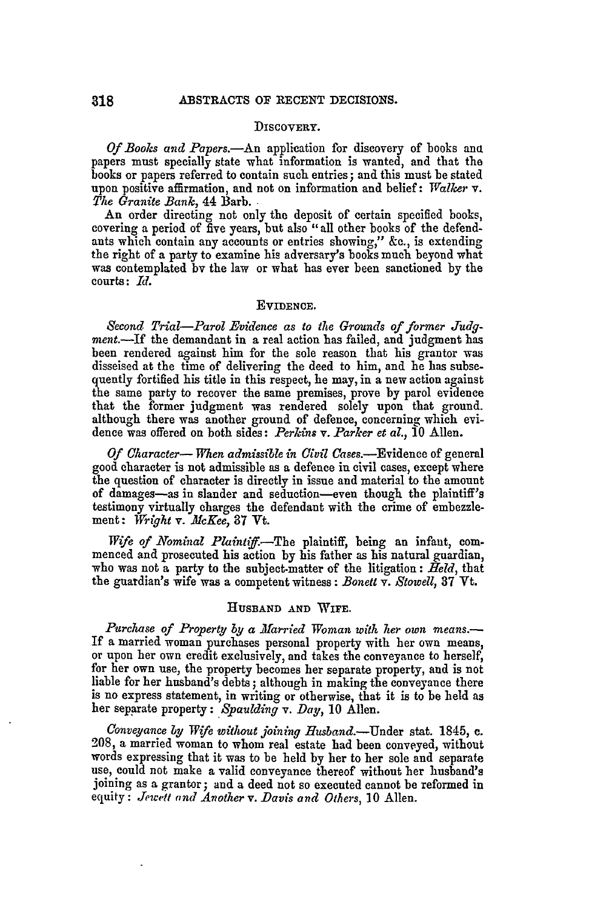## DISCOVERY.

*Of Books and Papers.*—An application for discovery of books and papers must specially state what information is wanted, and that the books or papers referred to contain such entries; and this must be stated upon positive affirmation, and not on information and belief: *Walker* v. *The Granite Bank*, 44 Barb.

An order directing not only the deposit of certain specified books, covering a period of five years, but also "all other books of the defendants which contain any accounts or entries showing," &c., is extending the right of a party to examine his adversary's books much beyond what was contemplated by the law or what has ever been sanctioned by the courts: *Id.*

## EVIDENCE.

*Second Trial—Parol Evidence as to the Grounds of former Judgment.*—If the demandant in a real action has failed, and judgment has been rendered against him for the sole reason that his grantor was disseised at the time of delivering the deed to him, and he has subsequently fortified his title in this respect, he may, in a new action against the same party to recover the same premises, prove by parol evidence that the former judgment was rendered solely upon that ground. although there was another ground of defence, concerning which evidence was offered on both sides: *Perkins* v. *Parker et al.*, 10 Allen.

*Of Character—When admissible in Civil Cases.*—Evidence of general good character is not admissible as a defence in civil cases, except where the question of character is directly in issue and material to the amount of damages—as in slander and seduction—even though the plaintiff's testimony virtually charges the defendant with the crime of embezzlement: *Wright* v. *McKee*, 37 Vt.

*Wife of Nominal Plaintiff.*—The plaintiff, being an infant, commenced and prosecuted his action by his father as his natural guardian, who was not a party to the subject-matter of the litigation: *Held*, that the guardian's wife was a competent witness: *Bonett* v. *Stowell*, 37 Vt.

## HUSBAND AND WIFE.

*Purchase of Property by a Married Woman with her own means.*—If a married woman purchases personal property with her own means, or upon her own credit exclusively, and takes the conveyance to herself, for her own use, the property becomes her separate property, and is not liable for her husband's debts; although in making the conveyance there is no express statement, in writing or otherwise, that it is to be held as her separate property: *Spaulding* v. *Day*, 10 Allen.

*Conveyance by Wife without joining Husband.*—Under stat. 1845, c. 208, a married woman to whom real estate had been conveyed, without words expressing that it was to be held by her to her sole and separate use, could not make a valid conveyance thereof without her husband's joining as a grantor; and a deed not so executed cannot be reformed in equity: *Jewett and Another* v. *Davis and Others*, 10 Allen.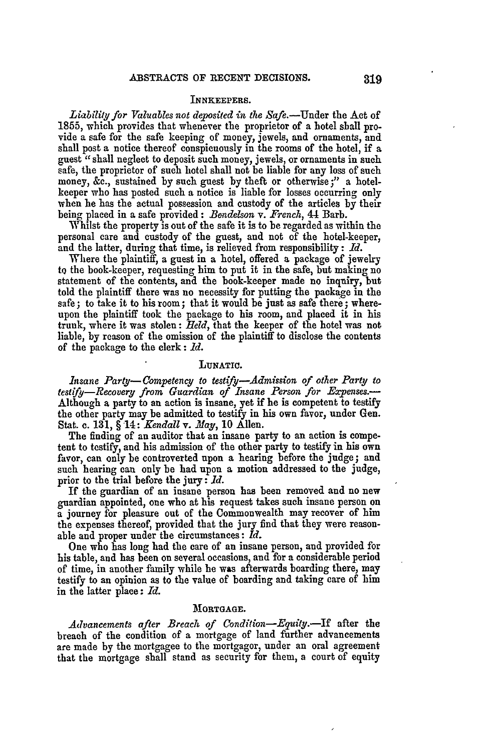### INNKEEPERS.

*Liability for Valuables not deposited in the Safe.*—Under the Act of 1855, which provides that whenever the proprietor of a hotel shall provide a safe for the safe keeping of money, jewels, and ornaments, and shall post a notice thereof conspicuously in the rooms of the hotel, if a guest "shall neglect to deposit such money, jewels, or ornaments in such safe, the proprietor of such hotel shall not be liable for any loss of such money, &c., sustained by such guest by theft or otherwise;" a hotel-keeper who has posted such a notice is liable for losses occurring only when he has the actual possession and custody of the articles by their being placed in a safe provided: *Bendelson* v. *French*, 44 Barb.

Whilst the property is out of the safe it is to be regarded as within the personal care and custody of the guest, and not of the hotel-keeper, and the latter, during that time, is relieved from responsibility: *Id.*

Where the plaintiff, a guest in a hotel, offered a package of jewelry to the book-keeper, requesting him to put it in the safe, but making no statement of the contents, and the book-keeper made no inquiry, but told the plaintiff there was no necessity for putting the package in the safe; to take it to his room; that it would be just as safe there; whereupon the plaintiff took the package to his room, and placed it in his trunk, where it was stolen: *Held*, that the keeper of the hotel was not liable, by reason of the omission of the plaintiff to disclose the contents of the package to the clerk: *Id.*

### LUNATIC.

*Insane Party—Competency to testify—Admission of other Party to testify—Recovery from Guardian of Insane Person for Expenses.*—Although a party to an action is insane, yet if he is competent to testify the other party may be admitted to testify in his own favor, under Gen. Stat. c. 131, § 14: *Kendall* v. *May*, 10 Allen.

The finding of an auditor that an insane party to an action is competent to testify, and his admission of the other party to testify in his own favor, can only be controverted upon a hearing before the judge; and such hearing can only be had upon a motion addressed to the judge, prior to the trial before the jury: *Id.*

If the guardian of an insane person has been removed and no new guardian appointed, one who at his request takes such insane person on a journey for pleasure out of the Commonwealth may recover of him the expenses thereof, provided that the jury find that they were reasonable and proper under the circumstances: *Id.*

One who has long had the care of an insane person, and provided for his table, and has been on several occasions, and for a considerable period of time, in another family while he was afterwards boarding there, may testify to an opinion as to the value of boarding and taking care of him in the latter place: *Id.*

### MORTGAGE.

*Advancements after Breach of Condition—Equity.*—If after the breach of the condition of a mortgage of land further advancements are made by the mortgagee to the mortgagor, under an oral agreement that the mortgage shall stand as security for them, a court of equity